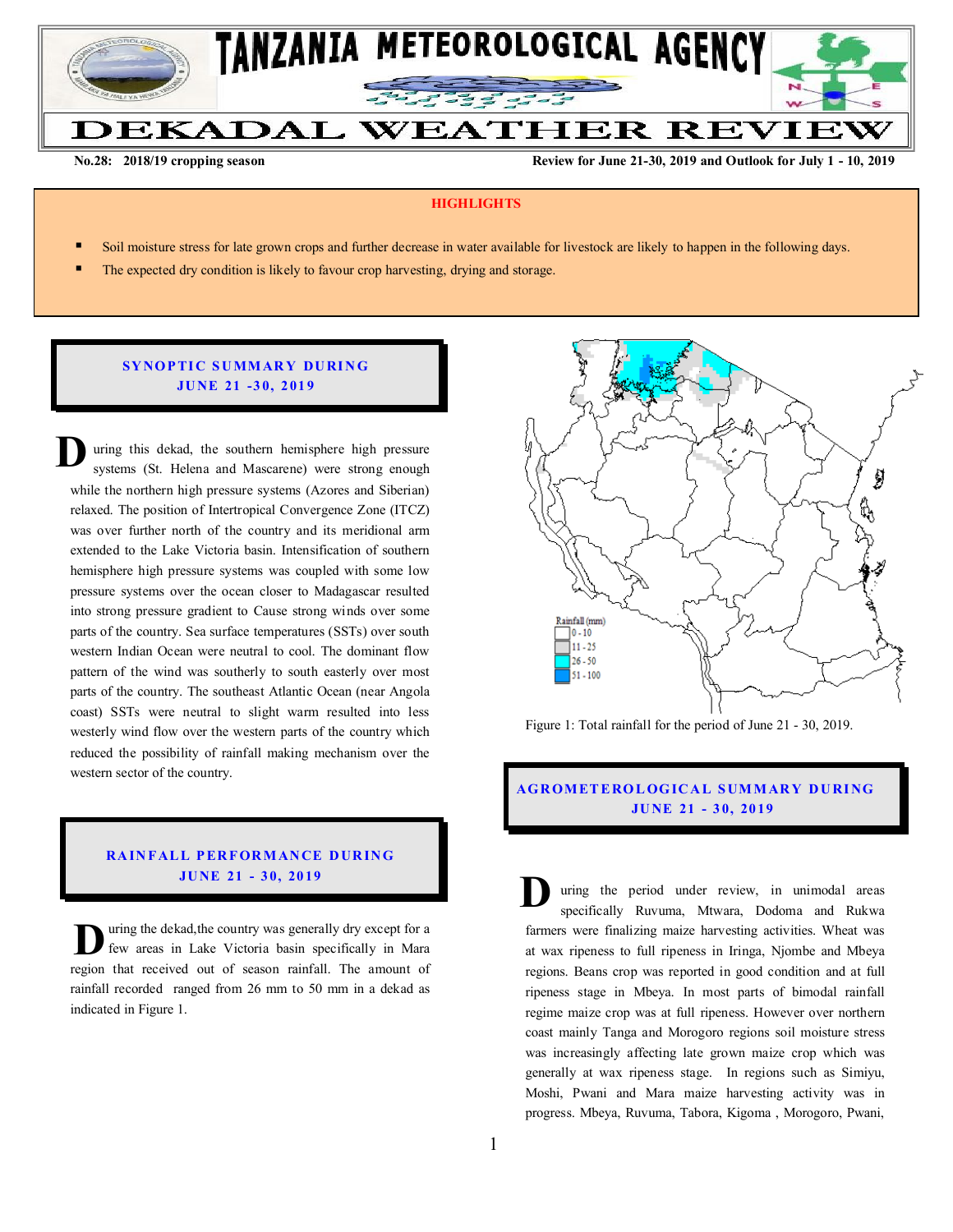# TANZANIA METEOROLOGICAL AGENCY

# DEKADAL WEATHER REVIEW

**No.28: 2018/19 cropping season** **Review for June 21-30, 2019 and Outlook for July 1 - 10, 2019**

**HIGHLIGHTS**

- Soil moisture stress for late grown crops and further decrease in water available for livestock are likely to happen in the following days.
- The expected dry condition is likely to favour crop harvesting, drying and storage.

## SYNOPTIC SUMMARY DURING JUNE 21 -30, 2019

During this dekad, the southern hemisphere high pressure systems (St. Helena and Mascarene) were strong enough while the northern high pressure systems (Azores and Siberian) relaxed. The position of Intertropical Convergence Zone (ITCZ) was over further north of the country and its meridional arm extended to the Lake Victoria basin. Intensification of southern hemisphere high pressure systems was coupled with some low pressure systems over the ocean closer to Madagascar resulted into strong pressure gradient to Cause strong winds over some parts of the country. Sea surface temperatures (SSTs) over south western Indian Ocean were neutral to cool. The dominant flow pattern of the wind was southerly to south easterly over most parts of the country. The southeast Atlantic Ocean (near Angola coast) SSTs were neutral to slight warm resulted into less westerly wind flow over the western parts of the country which reduced the possibility of rainfall making mechanism over the western sector of the country.

## RAINFALL PERFORMANCE DURING JUNE 21 - 30, 2019

During the dekad,the country was generally dry except for a few areas in Lake Victoria basin specifically in Mara region that received out of season rainfall. The amount of rainfall recorded ranged from 26 mm to 50 mm in a dekad as indicated in Figure 1.

Rainfall (mm)
0 - 10
11 - 25
26 - 50
51 - 100

Figure 1: Total rainfall for the period of June 21 - 30, 2019.

## AGROMETEROLOGICAL SUMMARY DURING JUNE 21 - 30, 2019

During the period under review, in unimodal areas specifically Ruvuma, Mtwara, Dodoma and Rukwa farmers were finalizing maize harvesting activities. Wheat was at wax ripeness to full ripeness in Iringa, Njombe and Mbeya regions. Beans crop was reported in good condition and at full ripeness stage in Mbeya. In most parts of bimodal rainfall regime maize crop was at full ripeness. However over northern coast mainly Tanga and Morogoro regions soil moisture stress was increasingly affecting late grown maize crop which was generally at wax ripeness stage. In regions such as Simiyu, Moshi, Pwani and Mara maize harvesting activity was in progress. Mbeya, Ruvuma, Tabora, Kigoma , Morogoro, Pwani,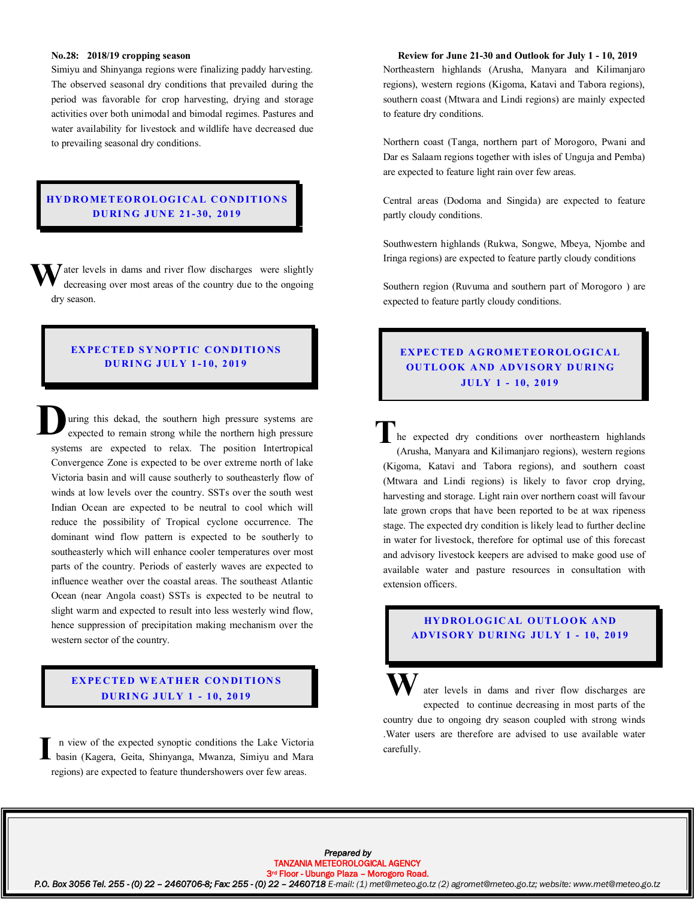**No.28: 2018/19 cropping season**

Simiyu and Shinyanga regions were finalizing paddy harvesting. The observed seasonal dry conditions that prevailed during the period was favorable for crop harvesting, drying and storage activities over both unimodal and bimodal regimes. Pastures and water availability for livestock and wildlife have decreased due to prevailing seasonal dry conditions.

## HYDROMETEOROLOGICAL CONDITIONS DURING JUNE 21-30, 2019

Water levels in dams and river flow discharges were slightly decreasing over most areas of the country due to the ongoing dry season.

## EXPECTED SYNOPTIC CONDITIONS DURING JULY 1-10, 2019

During this dekad, the southern high pressure systems are expected to remain strong while the northern high pressure systems are expected to relax. The position Intertropical Convergence Zone is expected to be over extreme north of lake Victoria basin and will cause southerly to southeasterly flow of winds at low levels over the country. SSTs over the south west Indian Ocean are expected to be neutral to cool which will reduce the possibility of Tropical cyclone occurrence. The dominant wind flow pattern is expected to be southerly to southeasterly which will enhance cooler temperatures over most parts of the country. Periods of easterly waves are expected to influence weather over the coastal areas. The southeast Atlantic Ocean (near Angola coast) SSTs is expected to be neutral to slight warm and expected to result into less westerly wind flow, hence suppression of precipitation making mechanism over the western sector of the country.

## EXPECTED WEATHER CONDITIONS DURING JULY 1 - 10, 2019

In view of the expected synoptic conditions the Lake Victoria basin (Kagera, Geita, Shinyanga, Mwanza, Simiyu and Mara regions) are expected to feature thundershowers over few areas.

**Review for June 21-30 and Outlook for July 1 - 10, 2019**

Northeastern highlands (Arusha, Manyara and Kilimanjaro regions), western regions (Kigoma, Katavi and Tabora regions), southern coast (Mtwara and Lindi regions) are mainly expected to feature dry conditions.

Northern coast (Tanga, northern part of Morogoro, Pwani and Dar es Salaam regions together with isles of Unguja and Pemba) are expected to feature light rain over few areas.

Central areas (Dodoma and Singida) are expected to feature partly cloudy conditions.

Southwestern highlands (Rukwa, Songwe, Mbeya, Njombe and Iringa regions) are expected to feature partly cloudy conditions

Southern region (Ruvuma and southern part of Morogoro ) are expected to feature partly cloudy conditions.

## EXPECTED AGROMETEOROLOGICAL OUTLOOK AND ADVISORY DURING JULY 1 - 10, 2019

The expected dry conditions over northeastern highlands (Arusha, Manyara and Kilimanjaro regions), western regions (Kigoma, Katavi and Tabora regions), and southern coast (Mtwara and Lindi regions) is likely to favor crop drying, harvesting and storage. Light rain over northern coast will favour late grown crops that have been reported to be at wax ripeness stage. The expected dry condition is likely lead to further decline in water for livestock, therefore for optimal use of this forecast and advisory livestock keepers are advised to make good use of available water and pasture resources in consultation with extension officers.

## HYDROLOGICAL OUTLOOK AND ADVISORY DURING JULY 1 - 10, 2019

Water levels in dams and river flow discharges are expected to continue decreasing in most parts of the country due to ongoing dry season coupled with strong winds .Water users are therefore are advised to use available water carefully.

*Prepared by*
TANZANIA METEOROLOGICAL AGENCY
3rd Floor - Ubungo Plaza – Morogoro Road.
*P.O. Box 3056 Tel. 255 - (0) 22 – 2460706-8; Fax: 255 - (0) 22 – 2460718 E-mail: (1) met@meteo.go.tz (2) agromet@meteo.go.tz; website: www.met@meteo.go.tz*